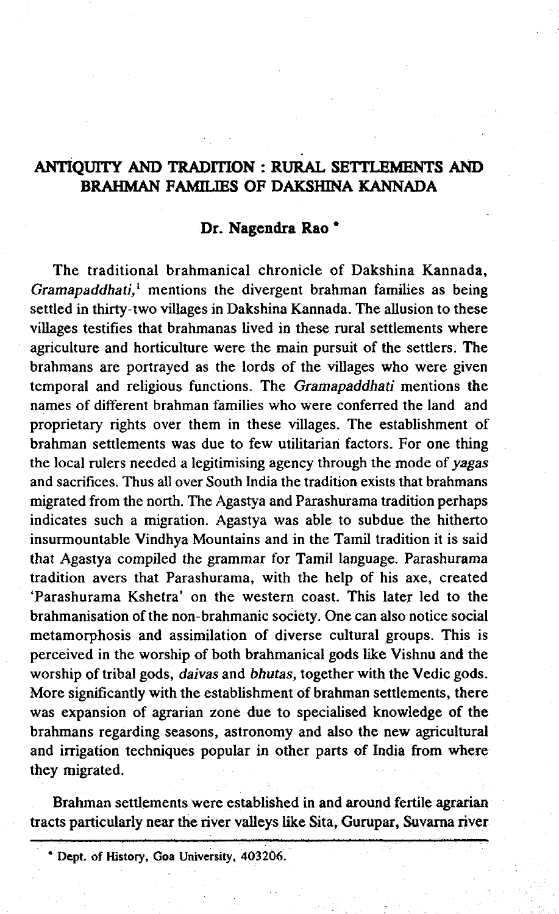# ANTIQUITY AND TRADITION : RURAL SETTLEMENTS AND BRAHMAN FAMILIES OF DAKSHINA KANNADA

**Dr. Nagendra Rao** *

The traditional brahmanical chronicle of Dakshina Kannada, *Gramapaddhati*,[1] mentions the divergent brahman families as being settled in thirty-two villages in Dakshina Kannada. The allusion to these villages testifies that brahmanas lived in these rural settlements where agriculture and horticulture were the main pursuit of the settlers. The brahmans are portrayed as the lords of the villages who were given temporal and religious functions. The *Gramapaddhati* mentions the names of different brahman families who were conferred the land and proprietary rights over them in these villages. The establishment of brahman settlements was due to few utilitarian factors. For one thing the local rulers needed a legitimising agency through the mode of *yagas* and sacrifices. Thus all over South India the tradition exists that brahmans migrated from the north. The Agastya and Parashurama tradition perhaps indicates such a migration. Agastya was able to subdue the hitherto insurmountable Vindhya Mountains and in the Tamil tradition it is said that Agastya compiled the grammar for Tamil language. Parashurama tradition avers that Parashurama, with the help of his axe, created 'Parashurama Kshetra' on the western coast. This later led to the brahmanisation of the non-brahmanic society. One can also notice social metamorphosis and assimilation of diverse cultural groups. This is perceived in the worship of both brahmanical gods like Vishnu and the worship of tribal gods, *daivas* and *bhutas*, together with the Vedic gods. More significantly with the establishment of brahman settlements, there was expansion of agrarian zone due to specialised knowledge of the brahmans regarding seasons, astronomy and also the new agricultural and irrigation techniques popular in other parts of India from where they migrated.

Brahman settlements were established in and around fertile agrarian tracts particularly near the river valleys like Sita, Gurupar, Suvarna river

---

* Dept. of History, Goa University, 403206.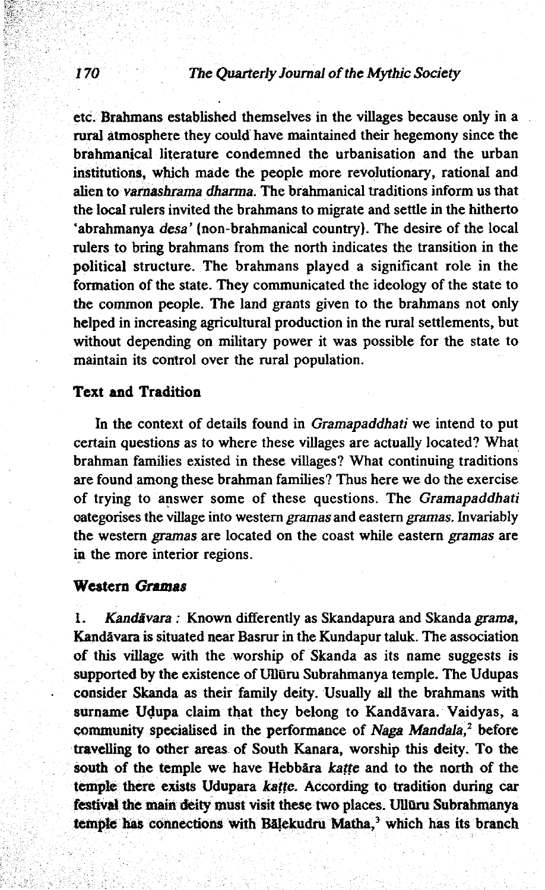etc. Brahmans established themselves in the villages because only in a rural atmosphere they could have maintained their hegemony since the brahmanical literature condemned the urbanisation and the urban institutions, which made the people more revolutionary, rational and alien to *varnashrama dharma*. The brahmanical traditions inform us that the local rulers invited the brahmans to migrate and settle in the hitherto 'abrahmanya *desa*' (non-brahmanical country). The desire of the local rulers to bring brahmans from the north indicates the transition in the political structure. The brahmans played a significant role in the formation of the state. They communicated the ideology of the state to the common people. The land grants given to the brahmans not only helped in increasing agricultural production in the rural settlements, but without depending on military power it was possible for the state to maintain its control over the rural population.

## Text and Tradition

In the context of details found in *Gramapaddhati* we intend to put certain questions as to where these villages are actually located? What brahman families existed in these villages? What continuing traditions are found among these brahman families? Thus here we do the exercise of trying to answer some of these questions. The *Gramapaddhati* categorises the village into western *gramas* and eastern *gramas*. Invariably the western *gramas* are located on the coast while eastern *gramas* are in the more interior regions.

## Western *Gramas*

1. *Kandāvara* : Known differently as Skandapura and Skanda *grama*, Kandāvara is situated near Basrur in the Kundapur taluk. The association of this village with the worship of Skanda as its name suggests is supported by the existence of Ullūru Subrahmanya temple. The Udupas consider Skanda as their family deity. Usually all the brahmans with surname Uḍupa claim that they belong to Kandāvara. Vaidyas, a community specialised in the performance of *Naga Mandala*,[2] before travelling to other areas of South Kanara, worship this deity. To the south of the temple we have Hebbāra *kaṭṭe* and to the north of the temple there exists Udupara *kaṭṭe*. According to tradition during car festival the main deity must visit these two places. Ullūru Subrahmanya temple has connections with Bāḷekudru Matha,[3] which has its branch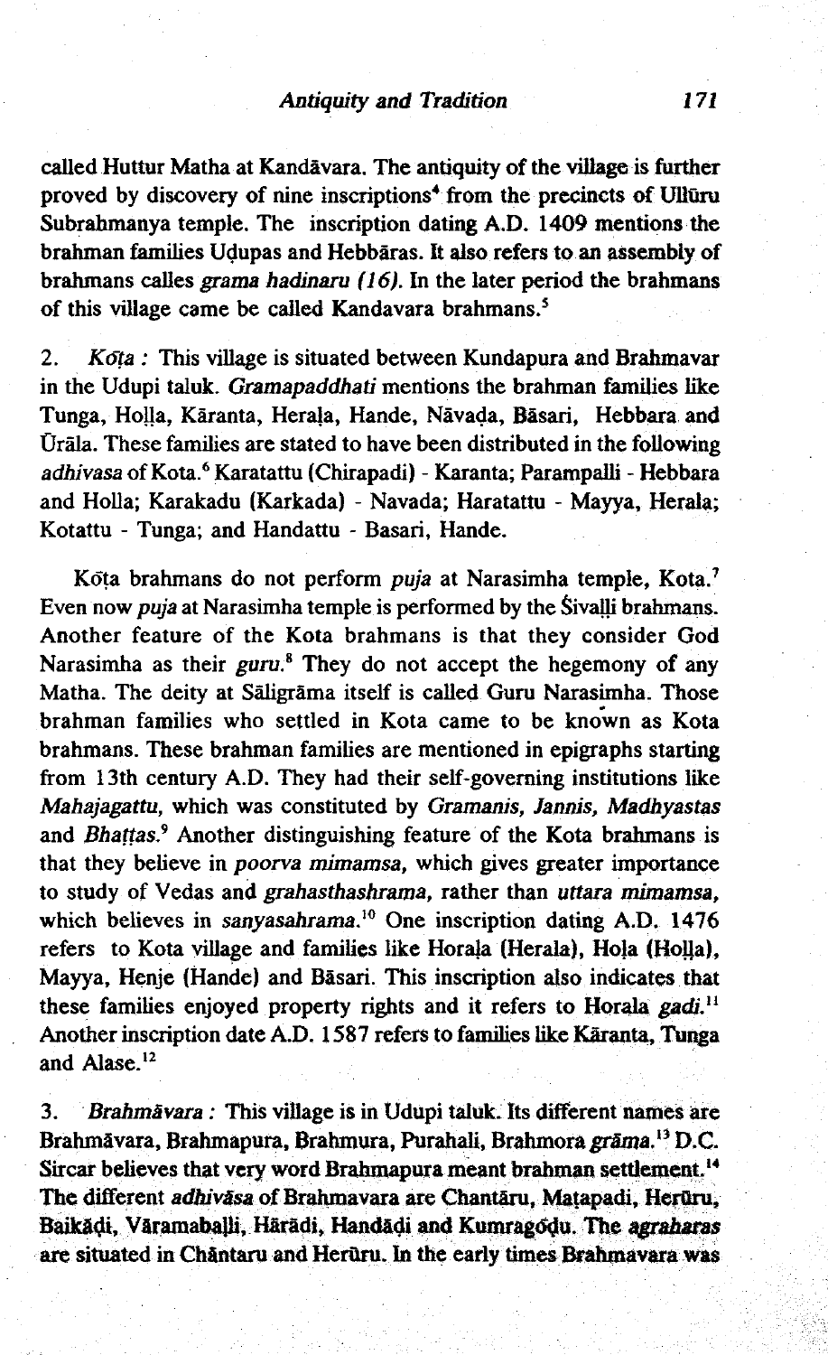called Huttur Matha at Kandāvara. The antiquity of the village is further proved by discovery of nine inscriptions[4] from the precincts of Ullūru Subrahmanya temple. The inscription dating A.D. 1409 mentions the brahman families Uḍupas and Hebbāras. It also refers to an assembly of brahmans calles *grama hadinaru (16)*. In the later period the brahmans of this village came be called Kandavara brahmans.[5]

2. *Kōṭa :* This village is situated between Kundapura and Brahmavar in the Udupi taluk. *Gramapaddhati* mentions the brahman families like Tunga, Hoḷḷa, Kāranta, Heraḷa, Hande, Nāvaḍa, Bāsari, Hebbara and Ūrāla. These families are stated to have been distributed in the following *adhivasa* of Kota.[6] Karatattu (Chirapadi) - Karanta; Parampalli - Hebbara and Holla; Karakadu (Karkada) - Navada; Haratattu - Mayya, Herala; Kotattu - Tunga; and Handattu - Basari, Hande.

Kōṭa brahmans do not perform *puja* at Narasimha temple, Kota.[7] Even now *puja* at Narasimha temple is performed by the Śivaḷḷi brahmans. Another feature of the Kota brahmans is that they consider God Narasimha as their *guru*.[8] They do not accept the hegemony of any Matha. The deity at Sāligrāma itself is called Guru Narasimha. Those brahman families who settled in Kota came to be known as Kota brahmans. These brahman families are mentioned in epigraphs starting from 13th century A.D. They had their self-governing institutions like *Mahajagattu,* which was constituted by *Gramanis, Jannis, Madhyastas* and *Bhaṭṭas*.[9] Another distinguishing feature of the Kota brahmans is that they believe in *poorva mimamsa,* which gives greater importance to study of Vedas and *grahasthashrama,* rather than *uttara mimamsa,* which believes in *sanyasahrama*.[10] One inscription dating A.D. 1476 refers to Kota village and families like Horaḷa (Herala), Hoḷa (Hoḷḷa), Mayya, Henje (Hande) and Bāsari. This inscription also indicates that these families enjoyed property rights and it refers to Horala *gadi*.[11] Another inscription date A.D. 1587 refers to families like Kāranta, Tunga and Alase.[12]

3. *Brahmāvara :* This village is in Udupi taluk. Its different names are Brahmāvara, Brahmapura, Brahmura, Purahali, Brahmora *grāma*.[13] D.C. Sircar believes that very word Brahmapura meant brahman settlement.[14] The different *adhivāsa* of Brahmavara are Chantāru, Maṭapadi, Herūru, Baikāḍi, Vāramabaḷḷi, Hārādi, Handāḍi and Kumragōḍu. The *agraharas* are situated in Chāntaru and Herūru. In the early times Brahmavara was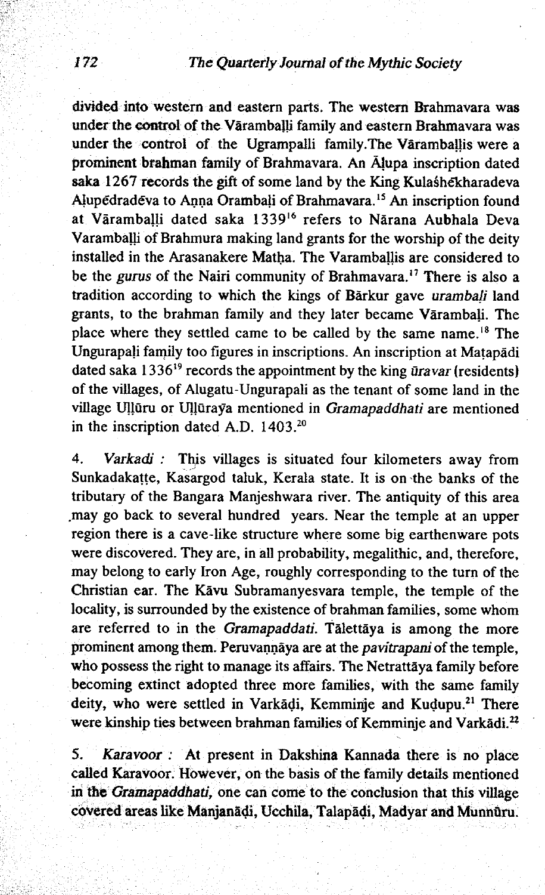divided into western and eastern parts. The western Brahmavara was under the control of the Vāramballi family and eastern Brahmavara was under the control of the Ugrampalli family.The Vāramballis were a prominent brahman family of Brahmavara. An Āḷupa inscription dated saka 1267 records the gift of some land by the King Kulaśhēkharadeva Aḷupēdradēva to Anna Orambaḷi of Brahmavara.[15] An inscription found at Vāramballi dated saka 1339[16] refers to Nārana Aubhala Deva Varamballi of Brahmura making land grants for the worship of the deity installed in the Arasanakere Maṭha. The Varamballis are considered to be the *gurus* of the Nairi community of Brahmavara.[17] There is also a tradition according to which the kings of Bārkur gave *urambaḷi* land grants, to the brahman family and they later became Vārambaḷi. The place where they settled came to be called by the same name.[18] The Ungurapaḷi family too figures in inscriptions. An inscription at Maṭapādi dated saka 1336[19] records the appointment by the king *ūravar* (residents) of the villages, of Alugatu-Ungurapali as the tenant of some land in the village Uḷḷūru or Uḷḷūraya mentioned in *Gramapaddhati* are mentioned in the inscription dated A.D. 1403.[20]

4. *Varkadi* : This villages is situated four kilometers away from Sunkadakaṭṭe, Kasargod taluk, Kerala state. It is on the banks of the tributary of the Bangara Manjeshwara river. The antiquity of this area may go back to several hundred years. Near the temple at an upper region there is a cave-like structure where some big earthenware pots were discovered. They are, in all probability, megalithic, and, therefore, may belong to early Iron Age, roughly corresponding to the turn of the Christian ear. The Kāvu Subramanyesvara temple, the temple of the locality, is surrounded by the existence of brahman families, some whom are referred to in the *Gramapaddati*. Tālettāya is among the more prominent among them. Peruvaṇṇāya are at the *pavitrapani* of the temple, who possess the right to manage its affairs. The Netrattāya family before becoming extinct adopted three more families, with the same family deity, who were settled in Varkāḍi, Kemminje and Kuḍupu.[21] There were kinship ties between brahman families of Kemminje and Varkādi.[22]

5. *Karavoor* : At present in Dakshina Kannada there is no place called Karavoor. However, on the basis of the family details mentioned in the *Gramapaddhati*, one can come to the conclusion that this village covered areas like Manjanāḍi, Ucchila, Talapāḍi, Madyar and Munnūru.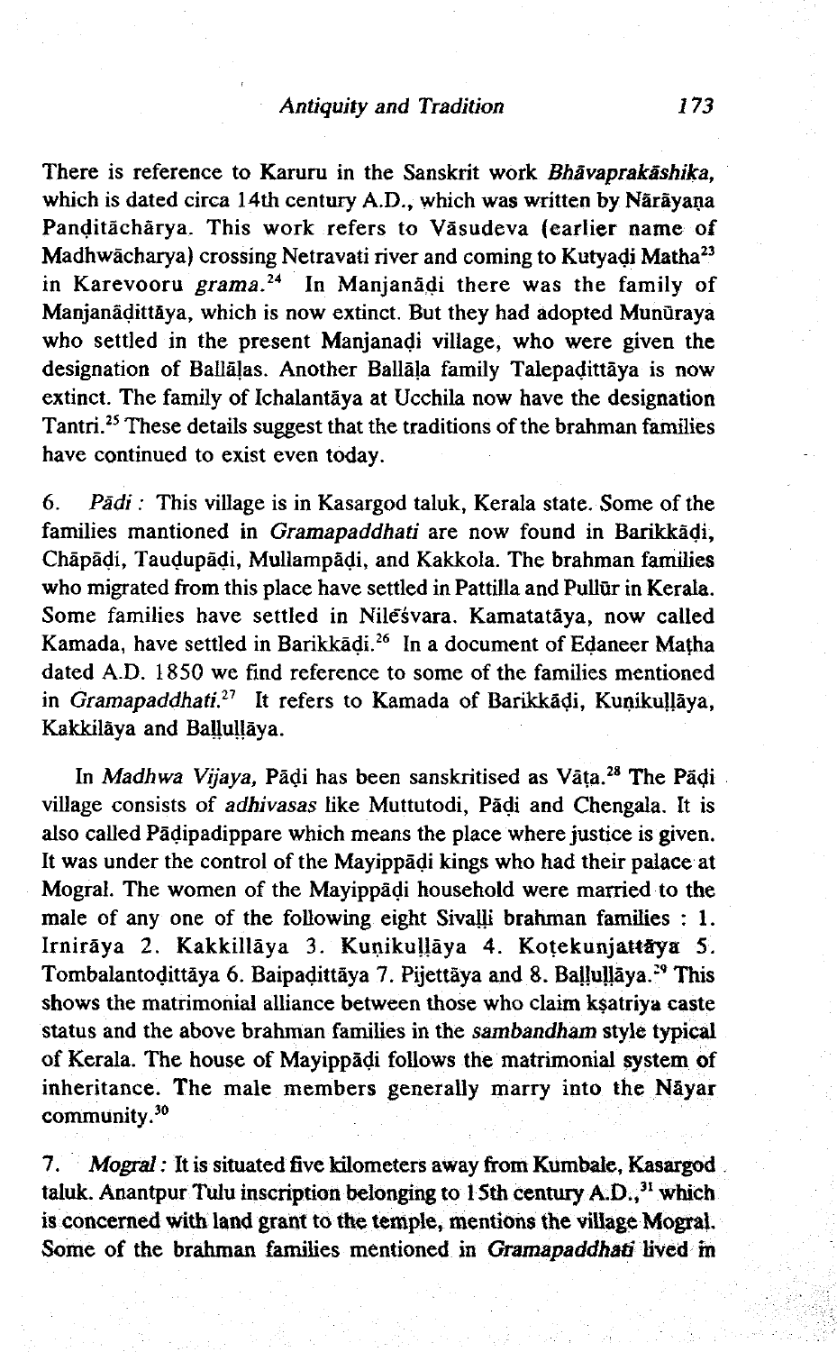There is reference to Karuru in the Sanskrit work *Bhāvaprakāshika*, which is dated circa 14th century A.D., which was written by Nārāyaṇa Paṇḍitāchārya. This work refers to Vāsudeva (earlier name of Madhwāchārya) crossing Netravati river and coming to Kutyaḍi Matha[23] in Karevooru *grama*.[24] In Manjanāḍi there was the family of Manjanāḍittāya, which is now extinct. But they had adopted Munūraya who settled in the present Manjanaḍi village, who were given the designation of Ballāḷas. Another Ballāḷa family Talepaḍittāya is now extinct. The family of Ichalantāya at Ucchila now have the designation Tantri.[25] These details suggest that the traditions of the brahman families have continued to exist even today.

6. *Pādi* : This village is in Kasargod taluk, Kerala state. Some of the families mantioned in *Gramapaddhati* are now found in Barikkāḍi, Chāpāḍi, Taudupāḍi, Mullampāḍi, and Kakkola. The brahman families who migrated from this place have settled in Pattilla and Pullūr in Kerala. Some families have settled in Nileśvara. Kamatatāya, now called Kamada, have settled in Barikkāḍi.[26] In a document of Eḍaneer Maṭha dated A.D. 1850 we find reference to some of the families mentioned in *Gramapaddhati*.[27] It refers to Kamada of Barikkāḍi, Kuṇikuḷḷāya, Kakkilāya and Baḷuḷḷāya.

In *Madhwa Vijaya*, Pāḍi has been sanskritised as Vāṭa.[28] The Pāḍi village consists of *adhivasas* like Muttutodi, Pāḍi and Chengala. It is also called Pāḍipadippare which means the place where justice is given. It was under the control of the Mayippāḍi kings who had their palace at Mogral. The women of the Mayippāḍi household were married to the male of any one of the following eight Sivaḷḷi brahman families : 1. Irnirāya 2. Kakkillāya 3. Kuṇikuḷḷāya 4. Koṭekunjattāya 5. Tombalantoḍittāya 6. Baipaḍittāya 7. Pijettāya and 8. Baḷuḷḷāya.[29] This shows the matrimonial alliance between those who claim kṣatriya caste status and the above brahman families in the *sambandham* style typical of Kerala. The house of Mayippāḍi follows the matrimonial system of inheritance. The male members generally marry into the Nāyar community.[30]

7. *Mogral* : It is situated five kilometers away from Kumbale, Kasargod taluk. Anantpur Tulu inscription belonging to 15th century A.D.,[31] which is concerned with land grant to the temple, mentions the village Mogral. Some of the brahman families mentioned in *Gramapaddhati* lived in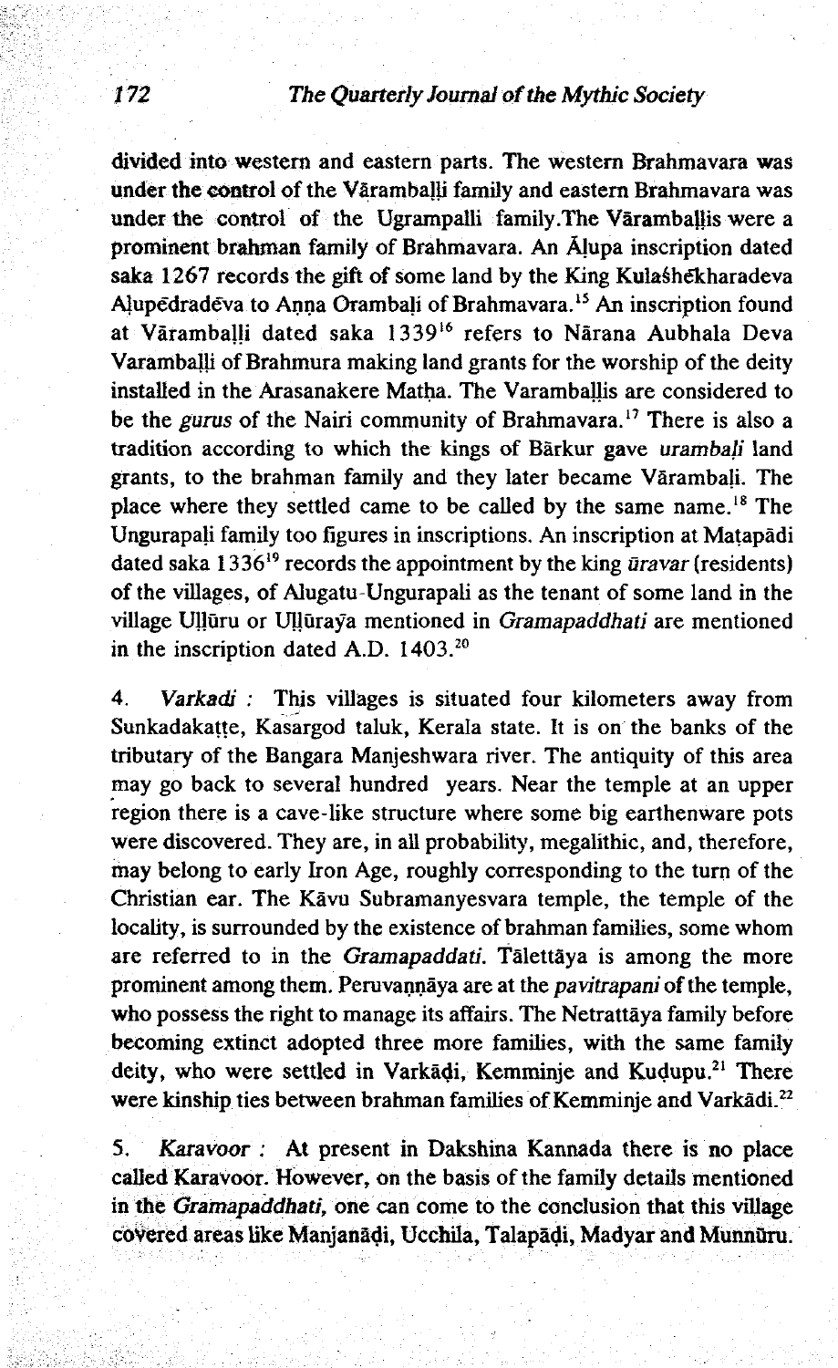divided into western and eastern parts. The western Brahmavara was under the control of the Vārambaḷḷi family and eastern Brahmavara was under the control of the Ugrampalli family.The Vārambaḷḷis were a prominent brahman family of Brahmavara. An Āḷupa inscription dated saka 1267 records the gift of some land by the King Kulaśhēkharadeva Aḷupēdradēva to Aṇṇa Orambaḷi of Brahmavara.[15] An inscription found at Vārambaḷḷi dated saka 1339[16] refers to Nārana Aubhala Deva Varambaḷḷi of Brahmura making land grants for the worship of the deity installed in the Arasanakere Maṭha. The Varambaḷḷis are considered to be the *gurus* of the Nairi community of Brahmavara.[17] There is also a tradition according to which the kings of Bārkur gave *urambaḷi* land grants, to the brahman family and they later became Vārambaḷi. The place where they settled came to be called by the same name.[18] The Ungurapaḷi family too figures in inscriptions. An inscription at Maṭapādi dated saka 1336[19] records the appointment by the king *ūravar* (residents) of the villages, of Alugatu-Ungurapali as the tenant of some land in the village Uḷḷūru or Uḷḷūraya mentioned in *Gramapaddhati* are mentioned in the inscription dated A.D. 1403.[20]

4. *Varkadi* : This villages is situated four kilometers away from Sunkadakaṭṭe, Kasargod taluk, Kerala state. It is on the banks of the tributary of the Bangara Manjeshwara river. The antiquity of this area may go back to several hundred years. Near the temple at an upper region there is a cave-like structure where some big earthenware pots were discovered. They are, in all probability, megalithic, and, therefore, may belong to early Iron Age, roughly corresponding to the turn of the Christian ear. The Kāvu Subramanyesvara temple, the temple of the locality, is surrounded by the existence of brahman families, some whom are referred to in the *Gramapaddati*. Tālettāya is among the more prominent among them. Peruvaṇṇāya are at the *pavitrapani* of the temple, who possess the right to manage its affairs. The Netrattāya family before becoming extinct adopted three more families, with the same family deity, who were settled in Varkāḍi, Kemminje and Kuḍupu.[21] There were kinship ties between brahman families of Kemminje and Varkādi.[22]

5. *Karavoor* : At present in Dakshina Kannada there is no place called Karavoor. However, on the basis of the family details mentioned in the *Gramapaddhati*, one can come to the conclusion that this village covered areas like Manjanāḍi, Ucchila, Talapāḍi, Madyar and Munnūru.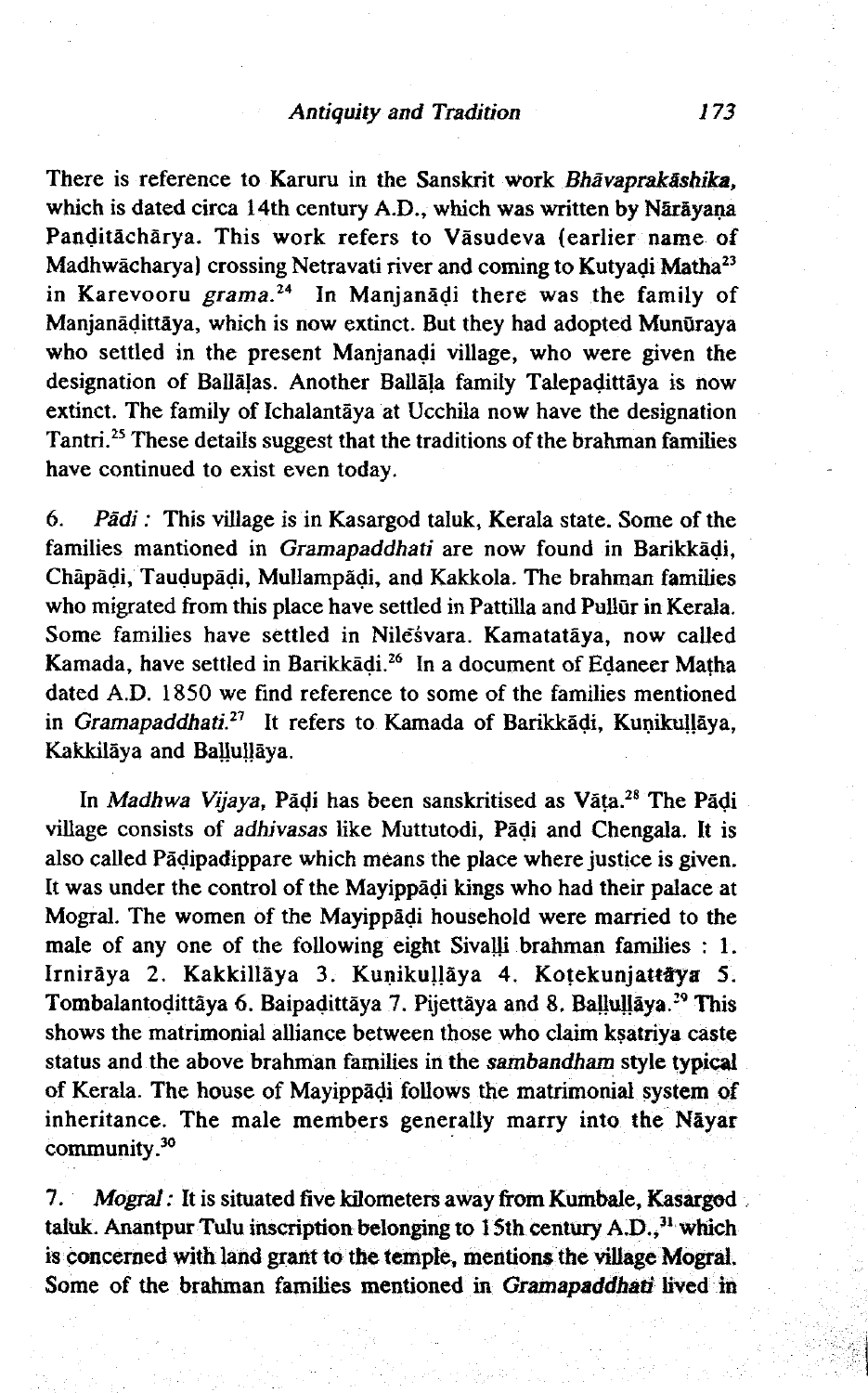There is reference to Karuru in the Sanskrit work *Bhāvaprakāshika*, which is dated circa 14th century A.D., which was written by Nārāyaṇa Paṇḍitāchārya. This work refers to Vāsudeva (earlier name of Madhwāchārya) crossing Netravati river and coming to Kutyaḍi Matha[23] in Karevooru *grama*.[24] In Manjanāḍi there was the family of Manjanāḍittāya, which is now extinct. But they had adopted Munūraya who settled in the present Manjanaḍi village, who were given the designation of Ballāḷas. Another Ballāḷa family Talepaḍittāya is now extinct. The family of Ichalantāya at Ucchila now have the designation Tantri.[25] These details suggest that the traditions of the brahman families have continued to exist even today.

6. *Pāḍi* : This village is in Kasargod taluk, Kerala state. Some of the families mantioned in *Gramapaddhati* are now found in Barikkāḍi, Chāpāḍi, Tauḍupāḍi, Mullampāḍi, and Kakkola. The brahman families who migrated from this place have settled in Pattilla and Pullūr in Kerala. Some families have settled in Nilēśvara. Kamatatāya, now called Kamada, have settled in Barikkāḍi.[26] In a document of Eḍaneer Maṭha dated A.D. 1850 we find reference to some of the families mentioned in *Gramapaddhati*.[27] It refers to Kamada of Barikkāḍi, Kuṇikuḷḷāya, Kakkilāya and Baḷḷuḷḷāya.

In *Madhwa Vijaya*, Pāḍi has been sanskritised as Vāṭa.[28] The Pāḍi village consists of *adhivasas* like Muttutodi, Pāḍi and Chengala. It is also called Pāḍipaḍippare which means the place where justice is given. It was under the control of the Mayippāḍi kings who had their palace at Mogral. The women of the Mayippāḍi household were married to the male of any one of the following eight Sivaḷḷi brahman families : 1. Irnirāya 2. Kakkillāya 3. Kuṇikuḷḷāya 4. Koṭekunjattāya 5. Tombalantoḍittāya 6. Baipaḍittāya 7. Pijettāya and 8. Baḷḷuḷḷāya.[29] This shows the matrimonial alliance between those who claim kṣatriya caste status and the above brahman families in the *sambandham* style typical of Kerala. The house of Mayippāḍi follows the matrimonial system of inheritance. The male members generally marry into the Nāyar community.[30]

7. *Mogral* : It is situated five kilometers away from Kumbale, Kasargod taluk. Anantpur Tulu inscription belonging to 15th century A.D.,[31] which is concerned with land grant to the temple, mentions the village Mogral. Some of the brahman families mentioned in *Gramapaddhati* lived in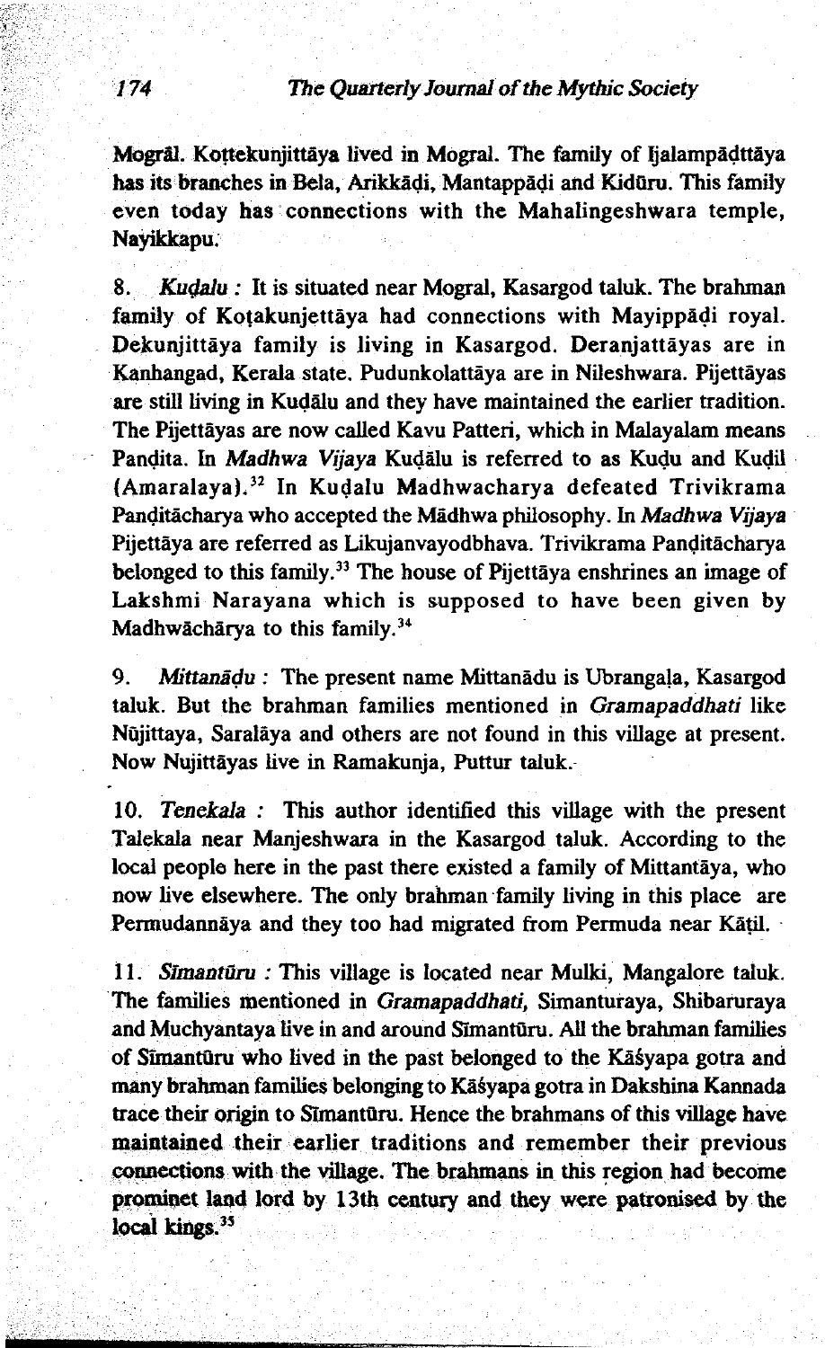Mogrāl. Koṭtekunjittāya lived in Mogral. The family of Ijalampāḍttāya has its branches in Bela, Arikkāḍi, Mantappāḍi and Kidūru. This family even today has connections with the Mahalingeshwara temple, Nayikkapu.

8. *Kuḍalu* : It is situated near Mogral, Kasargod taluk. The brahman family of Koṭakunjettāya had connections with Mayippāḍi royal. Dekunjittāya family is living in Kasargod. Deranjattāyas are in Kanhangad, Kerala state. Pudunkolattāya are in Nileshwara. Pijettāyas are still living in Kuḍālu and they have maintained the earlier tradition. The Pijettāyas are now called Kavu Patteri, which in Malayalam means Panḍita. In *Madhwa Vijaya* Kuḍālu is referred to as Kuḍu and Kuḍil (Amaralaya).[32] In Kuḍalu Madhwacharya defeated Trivikrama Panḍitācharya who accepted the Mādhwa philosophy. In *Madhwa Vijaya* Pijettāya are referred as Likujanvayodbhava. Trivikrama Panḍitācharya belonged to this family.[33] The house of Pijettāya enshrines an image of Lakshmi Narayana which is supposed to have been given by Madhwāchārya to this family.[34]

9. *Mittanāḍu* : The present name Mittanādu is Ubrangaḷa, Kasargod taluk. But the brahman families mentioned in *Gramapaddhati* like Nūjittaya, Saralāya and others are not found in this village at present. Now Nujittāyas live in Ramakunja, Puttur taluk.

10. *Tenekala* : This author identified this village with the present Taḷekala near Manjeshwara in the Kasargod taluk. According to the local people here in the past there existed a family of Mittantāya, who now live elsewhere. The only brahman family living in this place are Permudannāya and they too had migrated from Permuda near Kāṭil.

11. *Sīmantūru* : This village is located near Mulki, Mangalore taluk. The families mentioned in *Gramapaddhati,* Simanturaya, Shibaruraya and Muchyantaya live in and around Sīmantūru. All the brahman families of Sīmantūru who lived in the past belonged to the Kāśyapa gotra and many brahman families belonging to Kāśyapa gotra in Dakshina Kannada trace their origin to Sīmantūru. Hence the brahmans of this village have maintained their earlier traditions and remember their previous connections with the village. The brahmans in this region had become prominet land lord by 13th century and they were patronised by the local kings.[35]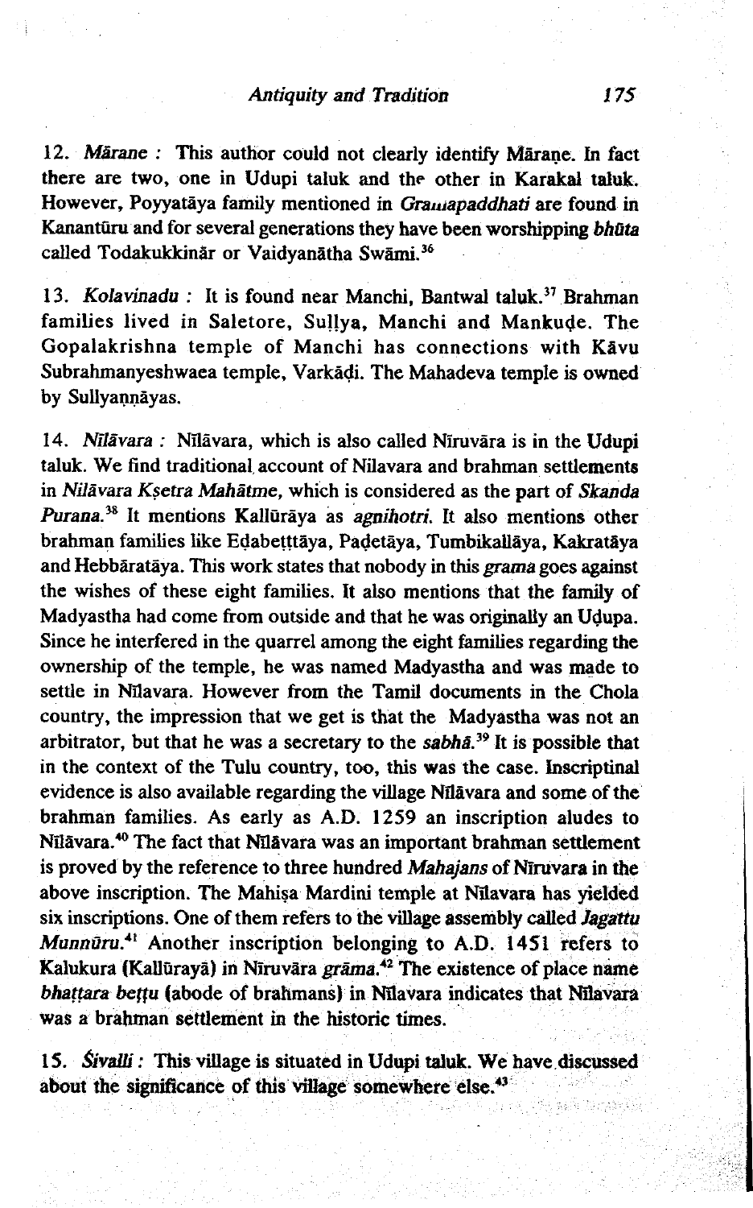12. *Mārane* : This author could not clearly identify Māraṇe. In fact there are two, one in Udupi taluk and the other in Karakal taluk. However, Poyyatāya family mentioned in *Gramapaddhati* are found in Kanantūru and for several generations they have been worshipping *bhūta* called Todakukkinār or Vaidyanātha Swāmi.[36]

13. *Kolavinadu* : It is found near Manchi, Bantwal taluk.[37] Brahman families lived in Saletore, Suḷḷya, Manchi and Mankuḍe. The Gopalakrishna temple of Manchi has connections with Kāvu Subrahmanyeshwaea temple, Varkāḍi. The Mahadeva temple is owned by Sullyaṇṇāyas.

14. *Nīlāvara* : Nīlāvara, which is also called Nīruvāra is in the Udupi taluk. We find traditional account of Nilavara and brahman settlements in *Nilāvara Kṣetra Mahātme*, which is considered as the part of *Skanda Purana*.[38] It mentions Kallūrāya as *agnihotri*. It also mentions other brahman families like Eḍabeṭṭāya, Paḍetāya, Tumbikallāya, Kakratāya and Hebbāratāya. This work states that nobody in this *grama* goes against the wishes of these eight families. It also mentions that the family of Madyastha had come from outside and that he was originally an Uḍupa. Since he interfered in the quarrel among the eight families regarding the ownership of the temple, he was named Madyastha and was made to settle in Nīlavara. However from the Tamil documents in the Chola country, the impression that we get is that the Madyastha was not an arbitrator, but that he was a secretary to the *sabhā*.[39] It is possible that in the context of the Tulu country, too, this was the case. Inscriptinal evidence is also available regarding the village Nīlāvara and some of the brahman families. As early as A.D. 1259 an inscription aludes to Nīlāvara.[40] The fact that Nīlāvara was an important brahman settlement is proved by the reference to three hundred *Mahajans* of Nīruvara in the above inscription. The Mahiṣa Mardini temple at Nīlavara has yielded six inscriptions. One of them refers to the village assembly called *Jagattu Munnūru*.[41] Another inscription belonging to A.D. 1451 refers to Kalukura (Kallūrayā) in Nīruvāra *grāma*.[42] The existence of place name *bhaṭṭara beṭṭu* (abode of brahmans) in Nīlavara indicates that Nīlavara was a brahman settlement in the historic times.

15. *Śivalli* : This village is situated in Udupi taluk. We have discussed about the significance of this village somewhere else.[43]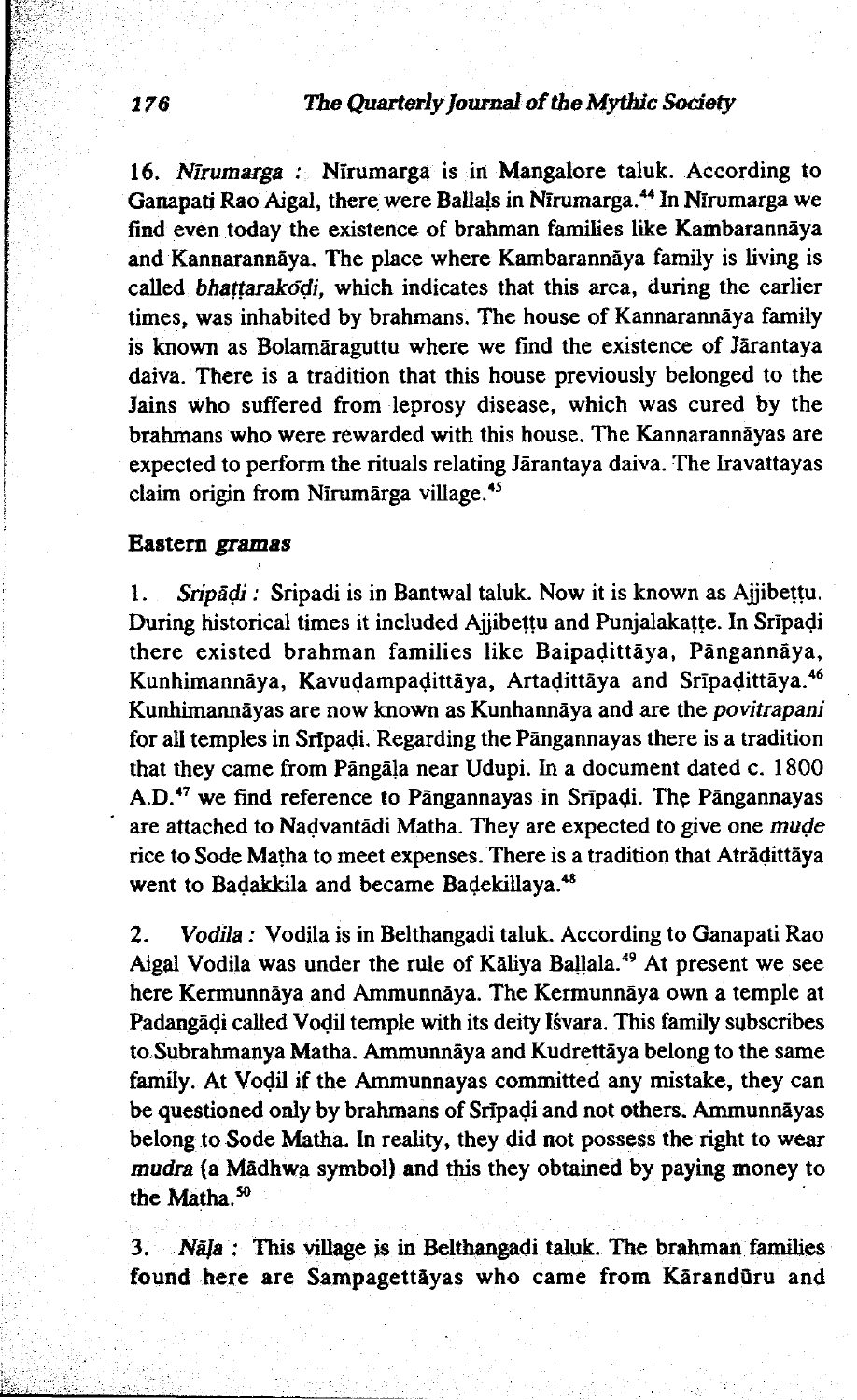16. *Nīrumarga* : Nīrumarga is in Mangalore taluk. According to Ganapati Rao Aigal, there were Ballaḷs in Nīrumarga.[44] In Nīrumarga we find even today the existence of brahman families like Kambarannāya and Kannarannāya. The place where Kambarannāya family is living is called *bhaṭṭarakōḍi*, which indicates that this area, during the earlier times, was inhabited by brahmans. The house of Kannarannāya family is known as Bolamāraguttu where we find the existence of Jārantaya daiva. There is a tradition that this house previously belonged to the Jains who suffered from leprosy disease, which was cured by the brahmans who were rewarded with this house. The Kannarannāyas are expected to perform the rituals relating Jārantaya daiva. The Iravattayas claim origin from Nīrumārga village.[45]

### Eastern *gramas*

1. *Srīpāḍi* : Sripadi is in Bantwal taluk. Now it is known as Ajjibeṭṭu. During historical times it included Ajjibeṭṭu and Punjalakaṭṭe. In Srīpaḍi there existed brahman families like Baipaḍittāya, Pāngannāya, Kunhimannāya, Kavuḍampaḍittāya, Artaḍittāya and Srīpaḍittāya.[46] Kunhimannāyas are now known as Kunhannāya and are the *povitrapani* for all temples in Srīpaḍi. Regarding the Pāngannayas there is a tradition that they came from Pāngāḷa near Udupi. In a document dated c. 1800 A.D.[47] we find reference to Pāngannayas in Srīpaḍi. The Pāngannayas are attached to Naḍvantādi Matha. They are expected to give one *muḍe* rice to Sode Maṭha to meet expenses. There is a tradition that Atrāḍittāya went to Baḍakkila and became Baḍekillaya.[48]

2. *Vodila* : Vodila is in Belthangadi taluk. According to Ganapati Rao Aigal Vodila was under the rule of Kāliya Ballala.[49] At present we see here Kermunnāya and Ammunnāya. The Kermunnāya own a temple at Padangāḍi called Voḍil temple with its deity Iśvara. This family subscribes to Subrahmanya Matha. Ammunnāya and Kudrettāya belong to the same family. At Voḍil if the Ammunnayas committed any mistake, they can be questioned only by brahmans of Srīpaḍi and not others. Ammunnāyas belong to Sode Matha. In reality, they did not possess the right to wear *mudra* (a Mādhwa symbol) and this they obtained by paying money to the Maṭha.[50]

3. *Nāḷa* : This village is in Belthangadi taluk. The brahman families found here are Sampagettāyas who came from Kārandūru and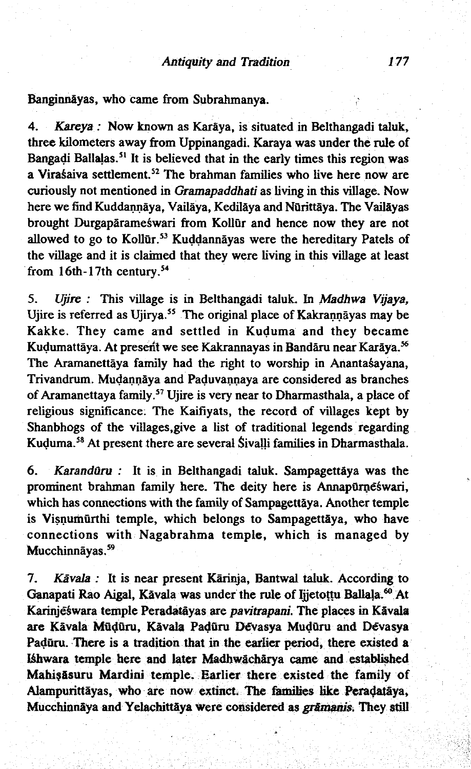Banginnāyas, who came from Subrahmanya.

4. *Kareya* : Now known as Karāya, is situated in Belthangadi taluk, three kilometers away from Uppinangadi. Karaya was under the rule of Bangaḍi Ballaḷas.[51] It is believed that in the early times this region was a Viraśaiva settlement.[52] The brahman families who live here now are curiously not mentioned in *Gramapaddhati* as living in this village. Now here we find Kuddaṇṇāya, Vailāya, Kedilāya and Nūrittāya. The Vailāyas brought Durgapārameśwari from Kollūr and hence now they are not allowed to go to Kollūr.[53] Kuḍdannāyas were the hereditary Patels of the village and it is claimed that they were living in this village at least from 16th-17th century.[54]

5. *Ujire* : This village is in Belthangadi taluk. In *Madhwa Vijaya*, Ujire is referred as Ujirya.[55] The original place of Kakraṇṇāyas may be Kakke. They came and settled in Kuḍuma and they became Kuḍumattāya. At present we see Kakrannayas in Bandāru near Karāya.[56] The Aramanettāya family had the right to worship in Anantaśayana, Trivandrum. Muḍaṇṇāya and Paḍuvaṇṇaya are considered as branches of Aramanettaya family.[57] Ujire is very near to Dharmasthala, a place of religious significance. The Kaifiyats, the record of villages kept by Shanbhogs of the villages,give a list of traditional legends regarding Kuḍuma.[58] At present there are several Śivaḷḷi families in Dharmasthala.

6. *Karandūru* : It is in Belthangadi taluk. Sampagettāya was the prominent brahman family here. The deity here is Annapūrṇēśwari, which has connections with the family of Sampagettāya. Another temple is Viṣṇumūrthi temple, which belongs to Sampagettāya, who have connections with Nagabrahma temple, which is managed by Mucchinnāyas.[59]

7. *Kāvala* : It is near present Kārinja, Bantwal taluk. According to Ganapati Rao Aigal, Kāvala was under the rule of Ijjetoṭṭu Ballaḷa.[60] At Karinjēśwara temple Peradatāyas are *pavitrapani*. The places in Kāvala are Kāvala Mūḍūru, Kāvala Paḍūru Dēvasya Muḍūru and Dēvasya Paḍūru. There is a tradition that in the earlier period, there existed a Iśhwara temple here and later Madhwāchārya came and established Mahiṣāsuru Mardini temple. Earlier there existed the family of Alampurittāyas, who are now extinct. The families like Peraḍatāya, Mucchinnāya and Yelachittāya were considered as *grāmanis*. They still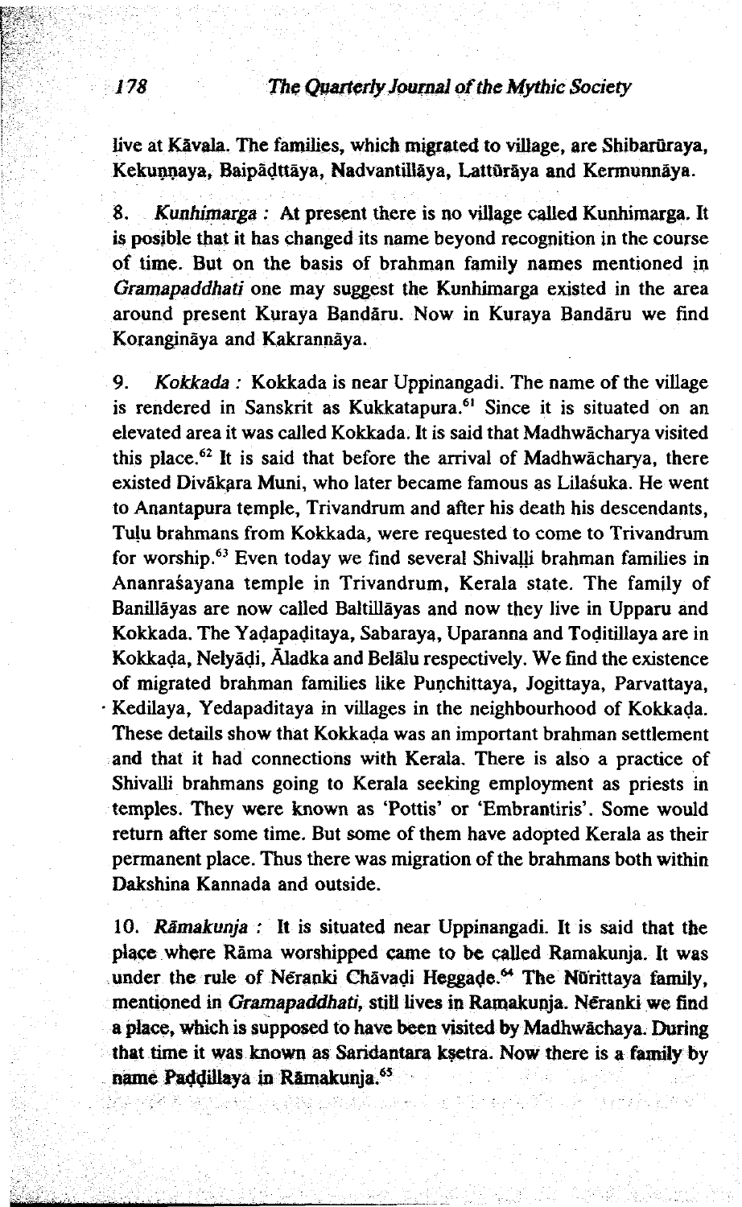live at Kāvala. The families, which migrated to village, are Shibarūraya, Kekunnaya, Baipāḍttāya, Nadvantillāya, Lattūrāya and Kermunnāya.

8. *Kunhimarga* : At present there is no village called Kunhimarga. It is posible that it has changed its name beyond recognition in the course of time. But on the basis of brahman family names mentioned in *Gramapaddhati* one may suggest the Kunhimarga existed in the area around present Kuraya Bandāru. Now in Kuraya Bandāru we find Koranginaya and Kakrannāya.

9. *Kokkada* : Kokkada is near Uppinangadi. The name of the village is rendered in Sanskrit as Kukkatapura.[61] Since it is situated on an elevated area it was called Kokkada. It is said that Madhwācharya visited this place.[62] It is said that before the arrival of Madhwācharya, there existed Divākara Muni, who later became famous as Lilaśuka. He went to Anantapura temple, Trivandrum and after his death his descendants, Tulu brahmans from Kokkada, were requested to come to Trivandrum for worship.[63] Even today we find several Shivalli brahman families in Ananraśayana temple in Trivandrum, Kerala state. The family of Banillāyas are now called Baltillāyas and now they live in Upparu and Kokkada. The Yaḍapaḍitaya, Sabaraya, Uparanna and Toḍitillaya are in Kokkaḍa, Nelyāḍi, Āladka and Belālu respectively. We find the existence of migrated brahman families like Punchittaya, Jogittaya, Parvattaya, Kedilaya, Yedapaditaya in villages in the neighbourhood of Kokkaḍa. These details show that Kokkaḍa was an important brahman settlement and that it had connections with Kerala. There is also a practice of Shivalli brahmans going to Kerala seeking employment as priests in temples. They were known as 'Pottis' or 'Embrantiris'. Some would return after some time. But some of them have adopted Kerala as their permanent place. Thus there was migration of the brahmans both within Dakshina Kannada and outside.

10. *Rāmakunja* : It is situated near Uppinangadi. It is said that the place where Rāma worshipped came to be called Ramakunja. It was under the rule of Nēranki Chāvaḍi Heggaḍe.[64] The Nūrittaya family, mentioned in *Gramapaddhati*, still lives in Ramakunja. Nēranki we find a place, which is supposed to have been visited by Madhwāchaya. During that time it was known as Saridantara kṣetra. Now there is a family by name Paḍḍillaya in Rāmakunja.[65]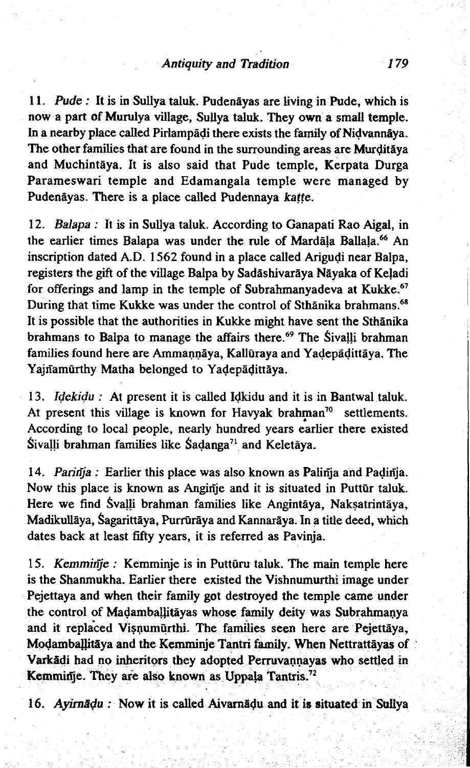11. *Pude :* It is in Sullya taluk. Pudenāyas are living in Pude, which is now a part of Murulya village, Sullya taluk. They own a small temple. In a nearby place called Pirlampāḍi there exists the family of Niḍvannāya. The other families that are found in the surrounding areas are Murḍitāya and Muchintāya. It is also said that Pude temple, Kerpata Durga Parameswari temple and Edamangala temple were managed by Pudenāyas. There is a place called Pudennaya *kaṭṭe*.

12. *Balapa :* It is in Sullya taluk. According to Ganapati Rao Aigal, in the earlier times Balapa was under the rule of Mardāḷa Ballaḷa.[66] An inscription dated A.D. 1562 found in a place called Ariguḍi near Balpa, registers the gift of the village Balpa by Sadāshivarāya Nāyaka of Keḷadi for offerings and lamp in the temple of Subrahmanyadeva at Kukke.[67] During that time Kukke was under the control of Sthānika brahmans.[68] It is possible that the authorities in Kukke might have sent the Sthānika brahmans to Balpa to manage the affairs there.[69] The Śivaḷḷi brahman families found here are Ammaṇṇāya, Kallūraya and Yaḍepāḍittāya. The Yajñamūrthy Matha belonged to Yaḍepāḍittāya.

13. *Iḍekiḍu :* At present it is called Iḍkidu and it is in Bantwal taluk. At present this village is known for Havyak brahman[70] settlements. According to local people, nearly hundred years earlier there existed Śivaḷḷi brahman families like Śaḍanga[71] and Keletāya.

14. *Pariñja :* Earlier this place was also known as Paliñja and Paḍiñja. Now this place is known as Angiñje and it is situated in Puttūr taluk. Here we find Śvaḷḷi brahman families like Angintāya, Nakṣatrintāya, Madikullāya, Śagarittāya, Purrūrāya and Kannarāya. In a title deed, which dates back at least fifty years, it is referred as Pavinja.

15. *Kemmiñje :* Kemminje is in Puttūru taluk. The main temple here is the Shanmukha. Earlier there existed the Vishnumurthi image under Pejettaya and when their family got destroyed the temple came under the control of Maḍambaḷḷitāyas whose family deity was Subrahmaṇya and it replaced Viṣṇumūrthi. The families seen here are Pejettāya, Moḍambaḷḷitāya and the Kemminje Tantri family. When Nettrattāyas of Varkādi had no inheritors they adopted Perruvaṇṇayas who settled in Kemmiñje. They are also known as Uppaḷa Tantris.[72]

16. *Ayirnāḍu :* Now it is called Aivarnāḍu and it is situated in Sullya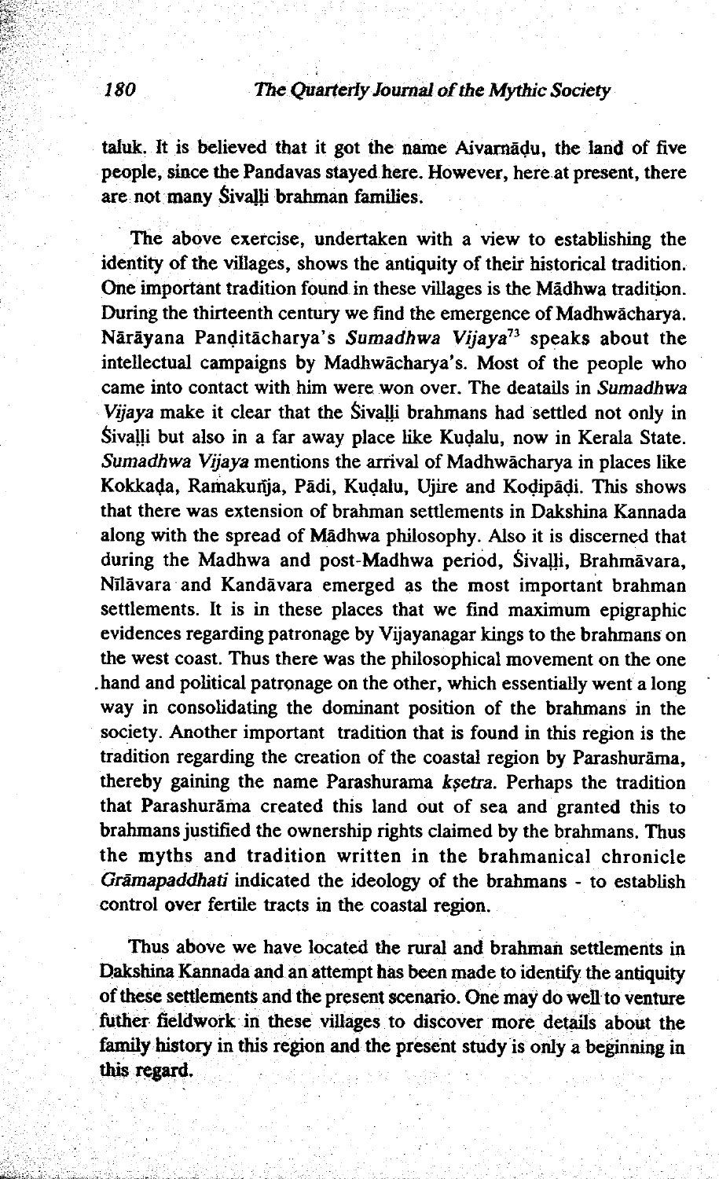taluk. It is believed that it got the name Aivarnāḍu, the land of five people, since the Pandavas stayed here. However, here at present, there are not many Śivaḷḷi brahman families.

The above exercise, undertaken with a view to establishing the identity of the villages, shows the antiquity of their historical tradition. One important tradition found in these villages is the Mādhwa tradition. During the thirteenth century we find the emergence of Madhwācharya. Nārāyana Paṇḍitācharya's *Sumadhwa Vijaya*[73] speaks about the intellectual campaigns by Madhwācharya's. Most of the people who came into contact with him were won over. The deatails in *Sumadhwa Vijaya* make it clear that the Śivaḷḷi brahmans had settled not only in Śivaḷḷi but also in a far away place like Kuḍalu, now in Kerala State. *Sumadhwa Vijaya* mentions the arrival of Madhwācharya in places like Kokkaḍa, Ramakuñja, Pādi, Kuḍalu, Ujire and Koḍipāḍi. This shows that there was extension of brahman settlements in Dakshina Kannada along with the spread of Mādhwa philosophy. Also it is discerned that during the Madhwa and post-Madhwa period, Śivaḷḷi, Brahmāvara, Nīlāvara and Kandāvara emerged as the most important brahman settlements. It is in these places that we find maximum epigraphic evidences regarding patronage by Vijayanagar kings to the brahmans on the west coast. Thus there was the philosophical movement on the one hand and political patronage on the other, which essentially went a long way in consolidating the dominant position of the brahmans in the society. Another important tradition that is found in this region is the tradition regarding the creation of the coastal region by Parashurāma, thereby gaining the name Parashurama *kṣetra*. Perhaps the tradition that Parashurāma created this land out of sea and granted this to brahmans justified the ownership rights claimed by the brahmans. Thus the myths and tradition written in the brahmanical chronicle *Grāmapaddhati* indicated the ideology of the brahmans - to establish control over fertile tracts in the coastal region.

Thus above we have located the rural and brahman settlements in Dakshina Kannada and an attempt has been made to identify the antiquity of these settlements and the present scenario. One may do well to venture futher fieldwork in these villages to discover more details about the family history in this region and the present study is only a beginning in this regard.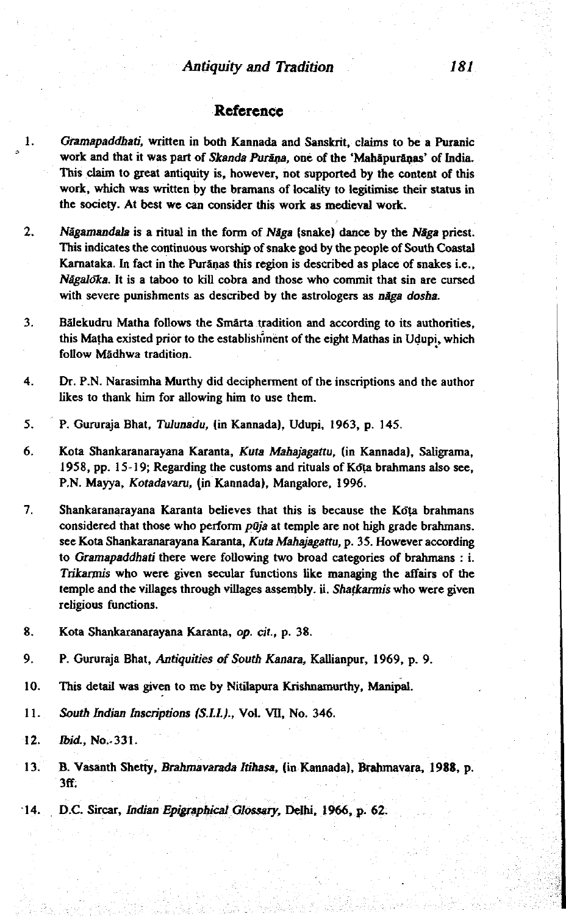## Reference

1. *Gramapaddhati*, written in both Kannada and Sanskrit, claims to be a Puranic work and that it was part of *Skanda Purāṇa*, one of the 'Mahāpurāṇas' of India. This claim to great antiquity is, however, not supported by the content of this work, which was written by the bramans of locality to legitimise their status in the society. At best we can consider this work as medieval work.

2. *Nāgamandala* is a ritual in the form of *Nāga* (snake) dance by the *Nāga* priest. This indicates the continuous worship of snake god by the people of South Coastal Karnataka. In fact in the Purāṇas this region is described as place of snakes i.e., *Nāgalōka*. It is a taboo to kill cobra and those who commit that sin are cursed with severe punishments as described by the astrologers as *nāga dosha*.

3. Bālekudru Matha follows the Smārta tradition and according to its authorities, this Maṭha existed prior to the establishment of the eight Mathas in Uḍupi, which follow Mādhwa tradition.

4. Dr. P.N. Narasimha Murthy did decipherment of the inscriptions and the author likes to thank him for allowing him to use them.

5. P. Gururaja Bhat, *Tulunadu*, (in Kannada), Udupi, 1963, p. 145.

6. Kota Shankaranarayana Karanta, *Kuta Mahajagattu*, (in Kannada), Saligrama, 1958, pp. 15-19; Regarding the customs and rituals of Kōṭa brahmans also see, P.N. Mayya, *Kotadavaru*, (in Kannada), Mangalore, 1996.

7. Shankaranarayana Karanta believes that this is because the Kōṭa brahmans considered that those who perform *pūja* at temple are not high grade brahmans. see Kota Shankaranarayana Karanta, *Kuta Mahajagattu*, p. 35. However according to *Gramapaddhati* there were following two broad categories of brahmans : i. *Trikarmis* who were given secular functions like managing the affairs of the temple and the villages through villages assembly. ii. *Shaṭkarmis* who were given religious functions.

8. Kota Shankaranarayana Karanta, *op. cit.*, p. 38.

9. P. Gururaja Bhat, *Antiquities of South Kanara*, Kallianpur, 1969, p. 9.

10. This detail was given to me by Nitilapura Krishnamurthy, Manipal.

11. *South Indian Inscriptions (S.I.I.)*., Vol. VII, No. 346.

12. *Ibid.*, No. 331.

13. B. Vasanth Shetty, *Brahmavarada Itihasa*, (in Kannada), Brahmavara, 1988, p. 3ff.

14. D.C. Sircar, *Indian Epigraphical Glossary*, Delhi, 1966, p. 62.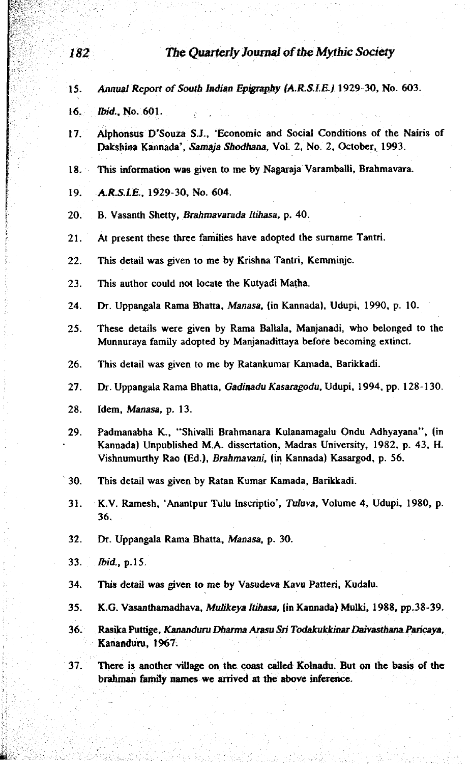15. *Annual Report of South Indian Epigraphy (A.R.S.I.E.)* 1929-30, No. 603.

16. *Ibid.*, No. 601.

17. Alphonsus D'Souza S.J., 'Economic and Social Conditions of the Nairis of Dakshina Kannada', *Samaja Shodhana*, Vol. 2, No. 2, October, 1993.

18. This information was given to me by Nagaraja Varamballi, Brahmavara.

19. *A.R.S.I.E.*, 1929-30, No. 604.

20. B. Vasanth Shetty, *Brahmavarada Itihasa*, p. 40.

21. At present these three families have adopted the surname Tantri.

22. This detail was given to me by Krishna Tantri, Kemminje.

23. This author could not locate the Kutyadi Maṭha.

24. Dr. Uppangala Rama Bhatta, *Manasa*, (in Kannada), Udupi, 1990, p. 10.

25. These details were given by Rama Ballala, Manjanadi, who belonged to the Munnuraya family adopted by Manjanadittaya before becoming extinct.

26. This detail was given to me by Ratankumar Kamada, Barikkadi.

27. Dr. Uppangala Rama Bhatta, *Gadinadu Kasaragodu*, Udupi, 1994, pp. 128-130.

28. Idem, *Manasa*, p. 13.

29. Padmanabha K., "Shivalli Brahmanara Kulanamagalu Ondu Adhyayana", (in Kannada) Unpublished M.A. dissertation, Madras University, 1982, p. 43, H. Vishnumurthy Rao (Ed.), *Brahmavani*, (in Kannada) Kasargod, p. 56.

30. This detail was given by Ratan Kumar Kamada, Barikkadi.

31. K.V. Ramesh, 'Anantpur Tulu Inscriptio', *Tuluva*, Volume 4, Udupi, 1980, p. 36.

32. Dr. Uppangala Rama Bhatta, *Manasa*, p. 30.

33. *Ibid.*, p.15.

34. This detail was given to me by Vasudeva Kavu Patteri, Kudalu.

35. K.G. Vasanthamadhava, *Mulikeya Itihasa*, (in Kannada) Mulki, 1988, pp.38-39.

36. Rasika Puttige, *Kananduru Dharma Arasu Sri Todakukkinar Daivasthana Paricaya*, Kananduru, 1967.

37. There is another village on the coast called Kolnadu. But on the basis of the brahman family names we arrived at the above inference.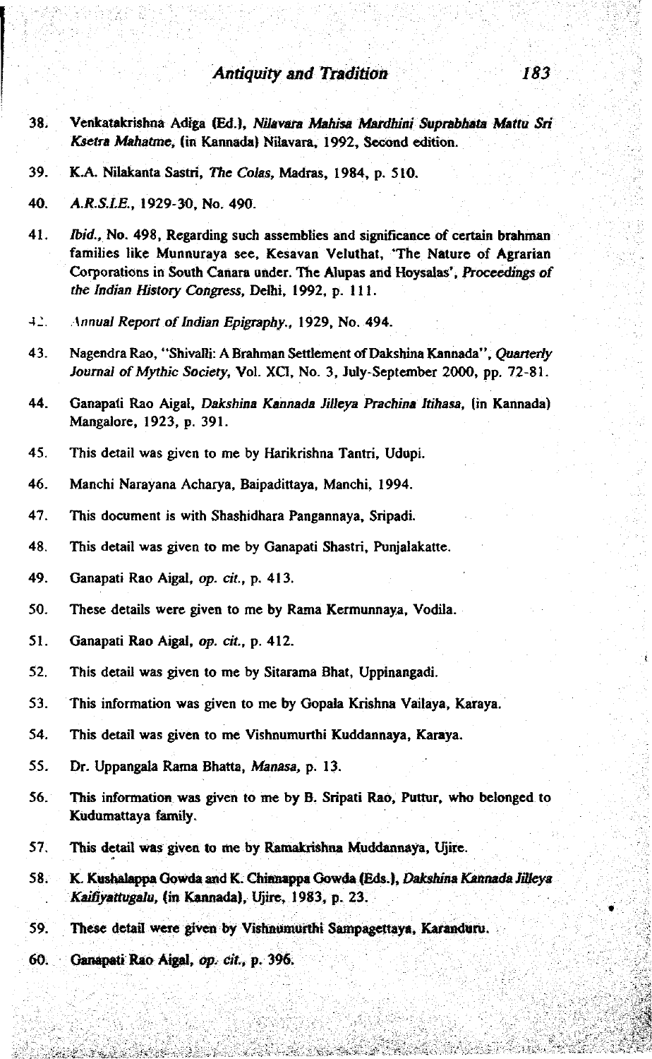38. Venkatakrishna Adiga (Ed.), *Nilavara Mahisa Mardhini Suprabhata Mattu Sri Ksetra Mahatme*, (in Kannada) Nilavara, 1992, Second edition.

39. K.A. Nilakanta Sastri, *The Colas*, Madras, 1984, p. 510.

40. *A.R.S.I.E.*, 1929-30, No. 490.

41. *Ibid.*, No. 498, Regarding such assemblies and significance of certain brahman families like Munnuraya see, Kesavan Veluthat, 'The Nature of Agrarian Corporations in South Canara under. The Alupas and Hoysalas', *Proceedings of the Indian History Congress*, Delhi, 1992, p. 111.

42. *Annual Report of Indian Epigraphy.*, 1929, No. 494.

43. Nagendra Rao, "Shivalli: A Brahman Settlement of Dakshina Kannada", *Quarterly Journal of Mythic Society*, Vol. XCI, No. 3, July-September 2000, pp. 72-81.

44. Ganapati Rao Aigal, *Dakshina Kannada Jilleya Prachina Itihasa*, (in Kannada) Mangalore, 1923, p. 391.

45. This detail was given to me by Harikrishna Tantri, Udupi.

46. Manchi Narayana Acharya, Baipadittaya, Manchi, 1994.

47. This document is with Shashidhara Pangannaya, Sripadi.

48. This detail was given to me by Ganapati Shastri, Punjalakatte.

49. Ganapati Rao Aigal, *op. cit.*, p. 413.

50. These details were given to me by Rama Kermunnaya, Vodila.

51. Ganapati Rao Aigal, *op. cit.*, p. 412.

52. This detail was given to me by Sitarama Bhat, Uppinangadi.

53. This information was given to me by Gopala Krishna Vailaya, Karaya.

54. This detail was given to me Vishnumurthi Kuddannaya, Karaya.

55. Dr. Uppangala Rama Bhatta, *Manasa*, p. 13.

56. This information was given to me by B. Sripati Rao, Puttur, who belonged to Kudumattaya family.

57. This detail was given to me by Ramakrishna Muddannaya, Ujire.

58. K. Kushalappa Gowda and K. Chinnappa Gowda (Eds.), *Dakshina Kannada Jilleya Kaifiyattugalu*, (in Kannada), Ujire, 1983, p. 23.

59. These detail were given by Vishnumurthi Sampagettaya, Karanduru.

60. Ganapati Rao Aigal, *op. cit.*, p. 396.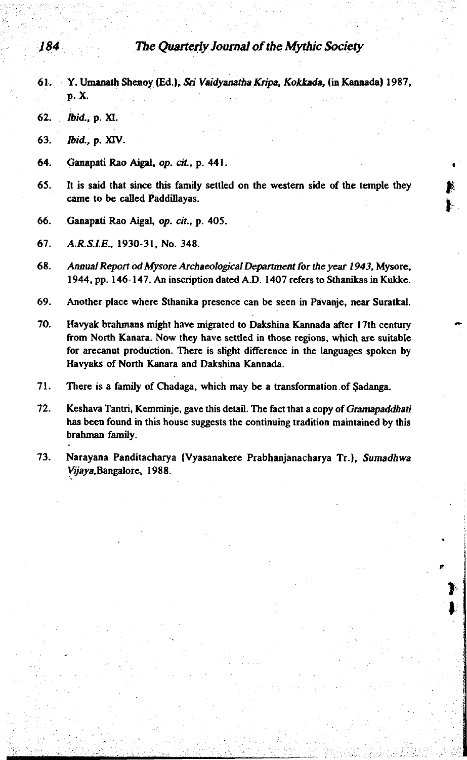61. Y. Umanath Shenoy (Ed.), *Sri Vaidyanatha Kripa, Kokkada,* (in Kannada) 1987, p. X.

62. *Ibid.*, p. XI.

63. *Ibid.*, p. XIV.

64. Ganapati Rao Aigal, *op. cit.*, p. 441.

65. It is said that since this family settled on the western side of the temple they came to be called Paddillayas.

66. Ganapati Rao Aigal, *op. cit.*, p. 405.

67. *A.R.S.I.E.*, 1930-31, No. 348.

68. *Annual Report od Mysore Archaeological Department for the year 1943*, Mysore, 1944, pp. 146-147. An inscription dated A.D. 1407 refers to Sthanikas in Kukke.

69. Another place where Sthanika presence can be seen in Pavanje, near Suratkal.

70. Havyak brahmans might have migrated to Dakshina Kannada after 17th century from North Kanara. Now they have settled in those regions, which are suitable for arecanut production. There is slight difference in the languages spoken by Havyaks of North Kanara and Dakshina Kannada.

71. There is a family of Chadaga, which may be a transformation of Ṣadanga.

72. Keshava Tantri, Kemminje, gave this detail. The fact that a copy of *Gramapaddhati* has been found in this house suggests the continuing tradition maintained by this brahman family.

73. Narayana Panditacharya (Vyasanakere Prabhanjanacharya Tr.), *Sumadhwa Vijaya*, Bangalore, 1988.